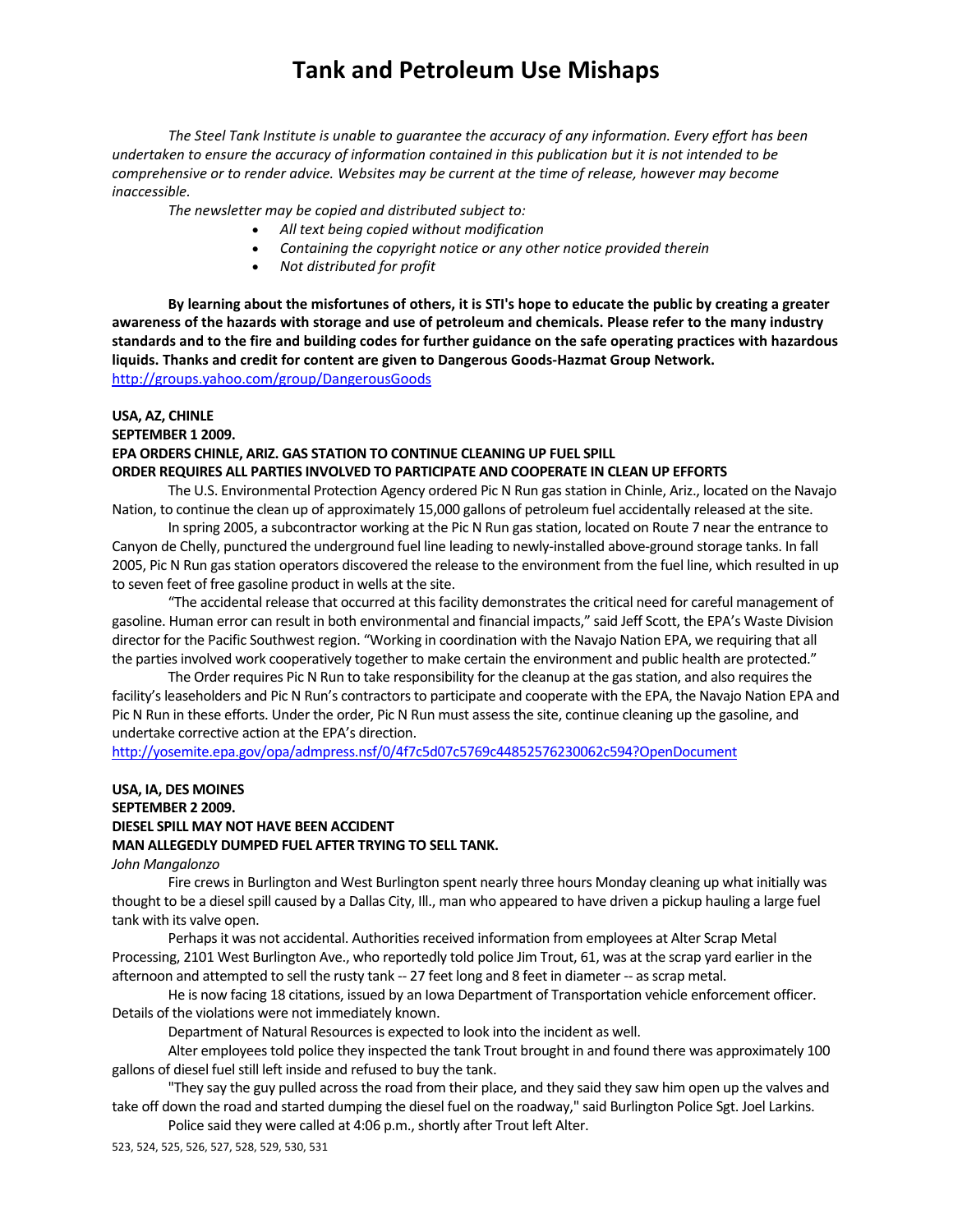# Tank and Petroleum Use Mishaps

*The Steel Tank Institute is unable to guarantee the accuracy of any information. Every effort has been undertaken to ensure the accuracy of information contained in this publication but it is not intended to be comprehensive or to render advice. Websites may be current at the time of release, however may become inaccessible.*

*The newsletter may be copied and distributed subject to:*

- *All text being copied without modification*
- *Containing the copyright notice or any other notice provided therein*
- *Not distributed for profit*

**By learning about the misfortunes of others, it is STI's hope to educate the public by creating a greater awareness of the hazards with storage and use of petroleum and chemicals. Please refer to the many industry standards and to the fire and building codes for further guidance on the safe operating practices with hazardous liquids. Thanks and credit for content are given to Dangerous Goods-Hazmat Group Network.**
http://groups.yahoo.com/group/DangerousGoods

**USA, AZ, CHINLE**
**SEPTEMBER 1 2009.**
**EPA ORDERS CHINLE, ARIZ. GAS STATION TO CONTINUE CLEANING UP FUEL SPILL**
**ORDER REQUIRES ALL PARTIES INVOLVED TO PARTICIPATE AND COOPERATE IN CLEAN UP EFFORTS**

The U.S. Environmental Protection Agency ordered Pic N Run gas station in Chinle, Ariz., located on the Navajo Nation, to continue the clean up of approximately 15,000 gallons of petroleum fuel accidentally released at the site.

In spring 2005, a subcontractor working at the Pic N Run gas station, located on Route 7 near the entrance to Canyon de Chelly, punctured the underground fuel line leading to newly-installed above-ground storage tanks. In fall 2005, Pic N Run gas station operators discovered the release to the environment from the fuel line, which resulted in up to seven feet of free gasoline product in wells at the site.

"The accidental release that occurred at this facility demonstrates the critical need for careful management of gasoline. Human error can result in both environmental and financial impacts," said Jeff Scott, the EPA's Waste Division director for the Pacific Southwest region. "Working in coordination with the Navajo Nation EPA, we requiring that all the parties involved work cooperatively together to make certain the environment and public health are protected."

The Order requires Pic N Run to take responsibility for the cleanup at the gas station, and also requires the facility's leaseholders and Pic N Run's contractors to participate and cooperate with the EPA, the Navajo Nation EPA and Pic N Run in these efforts. Under the order, Pic N Run must assess the site, continue cleaning up the gasoline, and undertake corrective action at the EPA's direction.
http://yosemite.epa.gov/opa/admpress.nsf/0/4f7c5d07c5769c44852576230062c594?OpenDocument

**USA, IA, DES MOINES**
**SEPTEMBER 2 2009.**
**DIESEL SPILL MAY NOT HAVE BEEN ACCIDENT**
**MAN ALLEGEDLY DUMPED FUEL AFTER TRYING TO SELL TANK.**
*John Mangalonzo*

Fire crews in Burlington and West Burlington spent nearly three hours Monday cleaning up what initially was thought to be a diesel spill caused by a Dallas City, Ill., man who appeared to have driven a pickup hauling a large fuel tank with its valve open.

Perhaps it was not accidental. Authorities received information from employees at Alter Scrap Metal Processing, 2101 West Burlington Ave., who reportedly told police Jim Trout, 61, was at the scrap yard earlier in the afternoon and attempted to sell the rusty tank -- 27 feet long and 8 feet in diameter -- as scrap metal.

He is now facing 18 citations, issued by an Iowa Department of Transportation vehicle enforcement officer. Details of the violations were not immediately known.

Department of Natural Resources is expected to look into the incident as well.

Alter employees told police they inspected the tank Trout brought in and found there was approximately 100 gallons of diesel fuel still left inside and refused to buy the tank.

"They say the guy pulled across the road from their place, and they said they saw him open up the valves and take off down the road and started dumping the diesel fuel on the roadway," said Burlington Police Sgt. Joel Larkins.

Police said they were called at 4:06 p.m., shortly after Trout left Alter.

523, 524, 525, 526, 527, 528, 529, 530, 531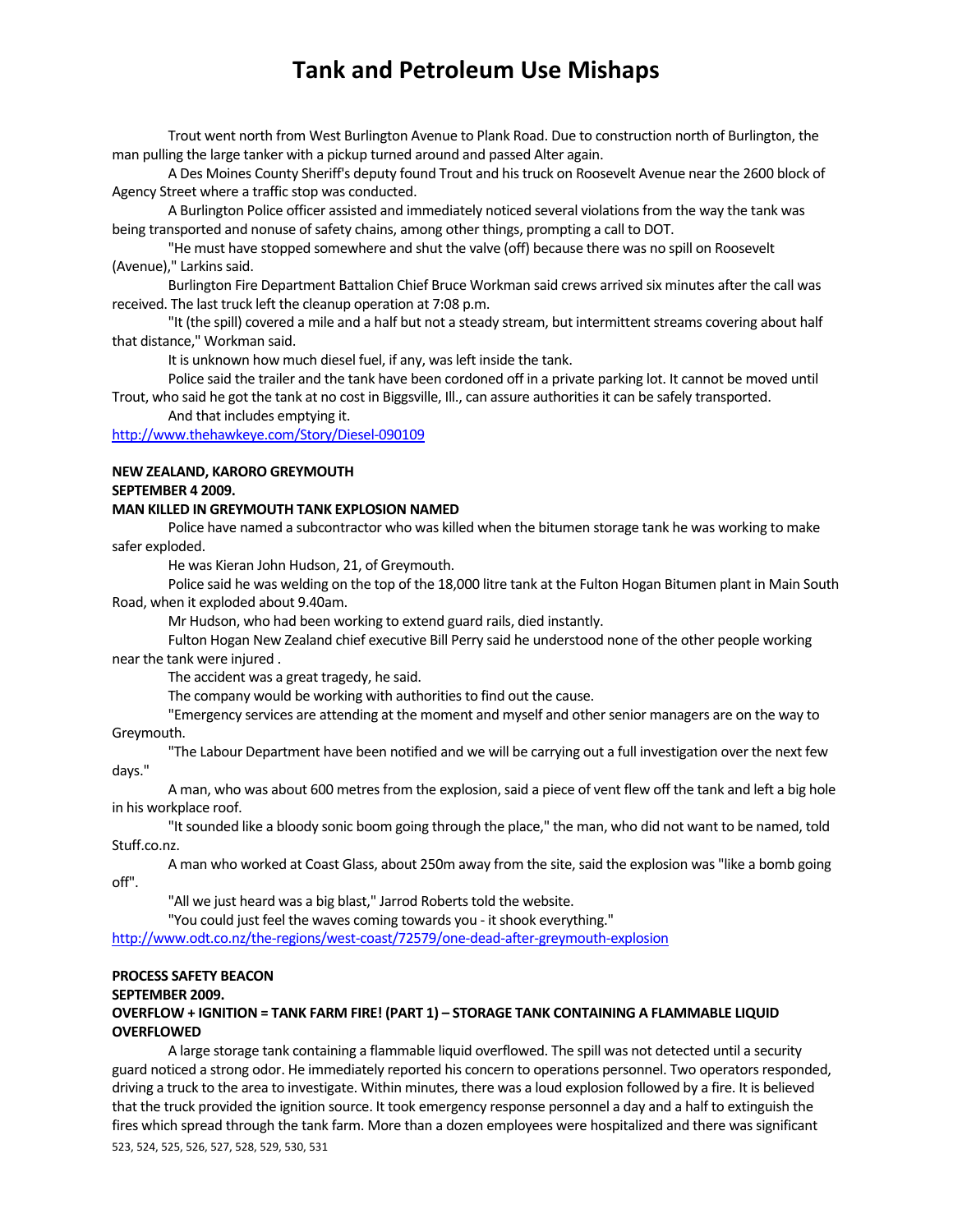Trout went north from West Burlington Avenue to Plank Road. Due to construction north of Burlington, the man pulling the large tanker with a pickup turned around and passed Alter again.

A Des Moines County Sheriff's deputy found Trout and his truck on Roosevelt Avenue near the 2600 block of Agency Street where a traffic stop was conducted.

A Burlington Police officer assisted and immediately noticed several violations from the way the tank was being transported and nonuse of safety chains, among other things, prompting a call to DOT.

"He must have stopped somewhere and shut the valve (off) because there was no spill on Roosevelt (Avenue)," Larkins said.

Burlington Fire Department Battalion Chief Bruce Workman said crews arrived six minutes after the call was received. The last truck left the cleanup operation at 7:08 p.m.

"It (the spill) covered a mile and a half but not a steady stream, but intermittent streams covering about half that distance," Workman said.

It is unknown how much diesel fuel, if any, was left inside the tank.

Police said the trailer and the tank have been cordoned off in a private parking lot. It cannot be moved until Trout, who said he got the tank at no cost in Biggsville, Ill., can assure authorities it can be safely transported.

And that includes emptying it.

http://www.thehawkeye.com/Story/Diesel-090109

**NEW ZEALAND, KARORO GREYMOUTH**
**SEPTEMBER 4 2009.**
**MAN KILLED IN GREYMOUTH TANK EXPLOSION NAMED**

Police have named a subcontractor who was killed when the bitumen storage tank he was working to make safer exploded.

He was Kieran John Hudson, 21, of Greymouth.

Police said he was welding on the top of the 18,000 litre tank at the Fulton Hogan Bitumen plant in Main South Road, when it exploded about 9.40am.

Mr Hudson, who had been working to extend guard rails, died instantly.

Fulton Hogan New Zealand chief executive Bill Perry said he understood none of the other people working near the tank were injured .

The accident was a great tragedy, he said.

The company would be working with authorities to find out the cause.

"Emergency services are attending at the moment and myself and other senior managers are on the way to Greymouth.

"The Labour Department have been notified and we will be carrying out a full investigation over the next few days."

A man, who was about 600 metres from the explosion, said a piece of vent flew off the tank and left a big hole in his workplace roof.

"It sounded like a bloody sonic boom going through the place," the man, who did not want to be named, told Stuff.co.nz.

A man who worked at Coast Glass, about 250m away from the site, said the explosion was "like a bomb going off".

"All we just heard was a big blast," Jarrod Roberts told the website.

"You could just feel the waves coming towards you - it shook everything."

http://www.odt.co.nz/the-regions/west-coast/72579/one-dead-after-greymouth-explosion

**PROCESS SAFETY BEACON**
**SEPTEMBER 2009.**
**OVERFLOW + IGNITION = TANK FARM FIRE! (PART 1) – STORAGE TANK CONTAINING A FLAMMABLE LIQUID OVERFLOWED**

A large storage tank containing a flammable liquid overflowed. The spill was not detected until a security guard noticed a strong odor. He immediately reported his concern to operations personnel. Two operators responded, driving a truck to the area to investigate. Within minutes, there was a loud explosion followed by a fire. It is believed that the truck provided the ignition source. It took emergency response personnel a day and a half to extinguish the fires which spread through the tank farm. More than a dozen employees were hospitalized and there was significant

523, 524, 525, 526, 527, 528, 529, 530, 531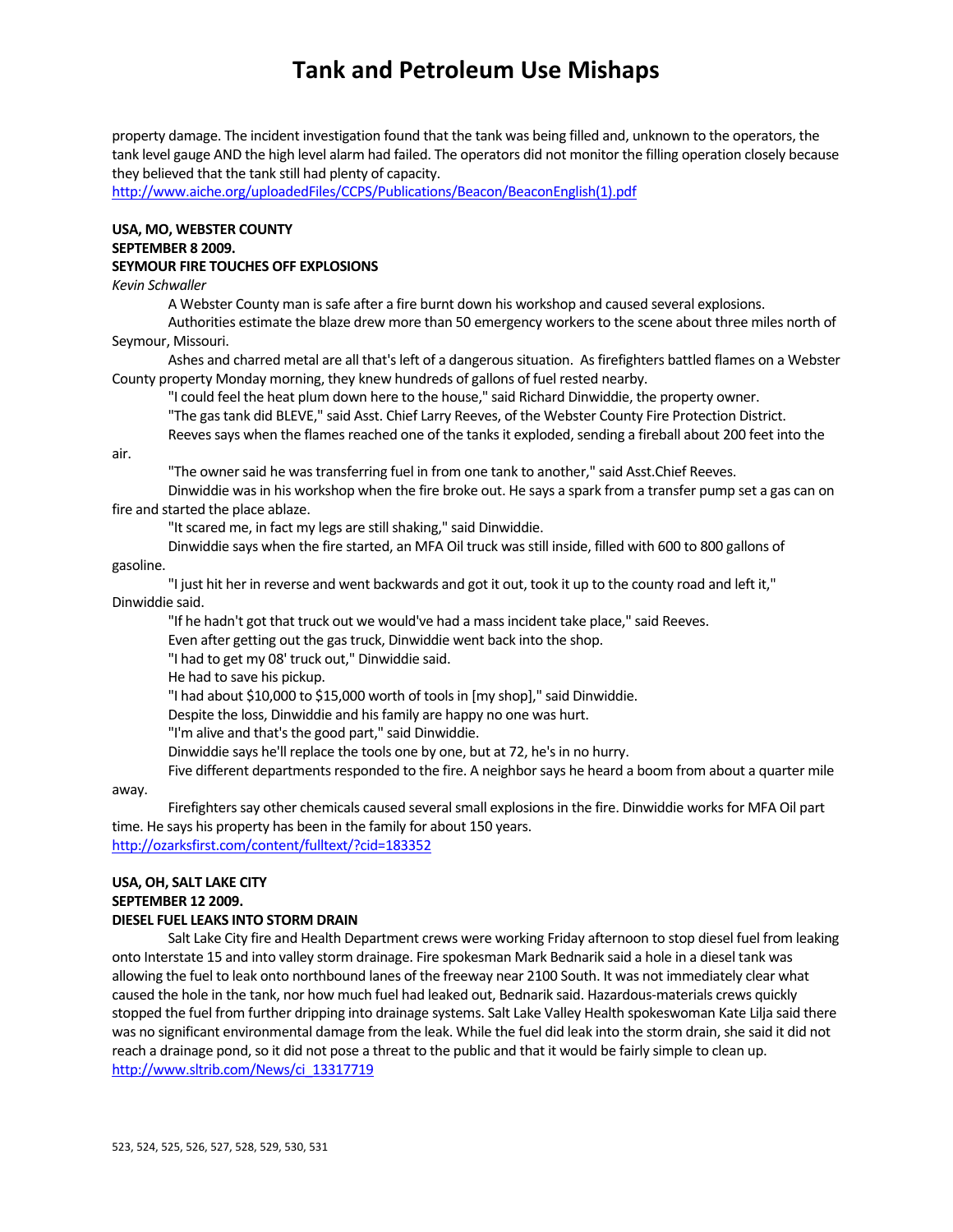property damage. The incident investigation found that the tank was being filled and, unknown to the operators, the tank level gauge AND the high level alarm had failed. The operators did not monitor the filling operation closely because they believed that the tank still had plenty of capacity.
http://www.aiche.org/uploadedFiles/CCPS/Publications/Beacon/BeaconEnglish(1).pdf

**USA, MO, WEBSTER COUNTY**
**SEPTEMBER 8 2009.**
**SEYMOUR FIRE TOUCHES OFF EXPLOSIONS**
*Kevin Schwaller*

A Webster County man is safe after a fire burnt down his workshop and caused several explosions.

Authorities estimate the blaze drew more than 50 emergency workers to the scene about three miles north of Seymour, Missouri.

Ashes and charred metal are all that's left of a dangerous situation. As firefighters battled flames on a Webster County property Monday morning, they knew hundreds of gallons of fuel rested nearby.

"I could feel the heat plum down here to the house," said Richard Dinwiddie, the property owner.

"The gas tank did BLEVE," said Asst. Chief Larry Reeves, of the Webster County Fire Protection District.

Reeves says when the flames reached one of the tanks it exploded, sending a fireball about 200 feet into the air.

"The owner said he was transferring fuel in from one tank to another," said Asst.Chief Reeves.

Dinwiddie was in his workshop when the fire broke out. He says a spark from a transfer pump set a gas can on fire and started the place ablaze.

"It scared me, in fact my legs are still shaking," said Dinwiddie.

Dinwiddie says when the fire started, an MFA Oil truck was still inside, filled with 600 to 800 gallons of gasoline.

"I just hit her in reverse and went backwards and got it out, took it up to the county road and left it," Dinwiddie said.

"If he hadn't got that truck out we would've had a mass incident take place," said Reeves.

Even after getting out the gas truck, Dinwiddie went back into the shop.

"I had to get my 08' truck out," Dinwiddie said.

He had to save his pickup.

"I had about $10,000 to $15,000 worth of tools in [my shop]," said Dinwiddie.

Despite the loss, Dinwiddie and his family are happy no one was hurt.

"I'm alive and that's the good part," said Dinwiddie.

Dinwiddie says he'll replace the tools one by one, but at 72, he's in no hurry.

Five different departments responded to the fire. A neighbor says he heard a boom from about a quarter mile away.

Firefighters say other chemicals caused several small explosions in the fire. Dinwiddie works for MFA Oil part time. He says his property has been in the family for about 150 years.
http://ozarksfirst.com/content/fulltext/?cid=183352

**USA, OH, SALT LAKE CITY**
**SEPTEMBER 12 2009.**
**DIESEL FUEL LEAKS INTO STORM DRAIN**

Salt Lake City fire and Health Department crews were working Friday afternoon to stop diesel fuel from leaking onto Interstate 15 and into valley storm drainage. Fire spokesman Mark Bednarik said a hole in a diesel tank was allowing the fuel to leak onto northbound lanes of the freeway near 2100 South. It was not immediately clear what caused the hole in the tank, nor how much fuel had leaked out, Bednarik said. Hazardous-materials crews quickly stopped the fuel from further dripping into drainage systems. Salt Lake Valley Health spokeswoman Kate Lilja said there was no significant environmental damage from the leak. While the fuel did leak into the storm drain, she said it did not reach a drainage pond, so it did not pose a threat to the public and that it would be fairly simple to clean up.
http://www.sltrib.com/News/ci_13317719

523, 524, 525, 526, 527, 528, 529, 530, 531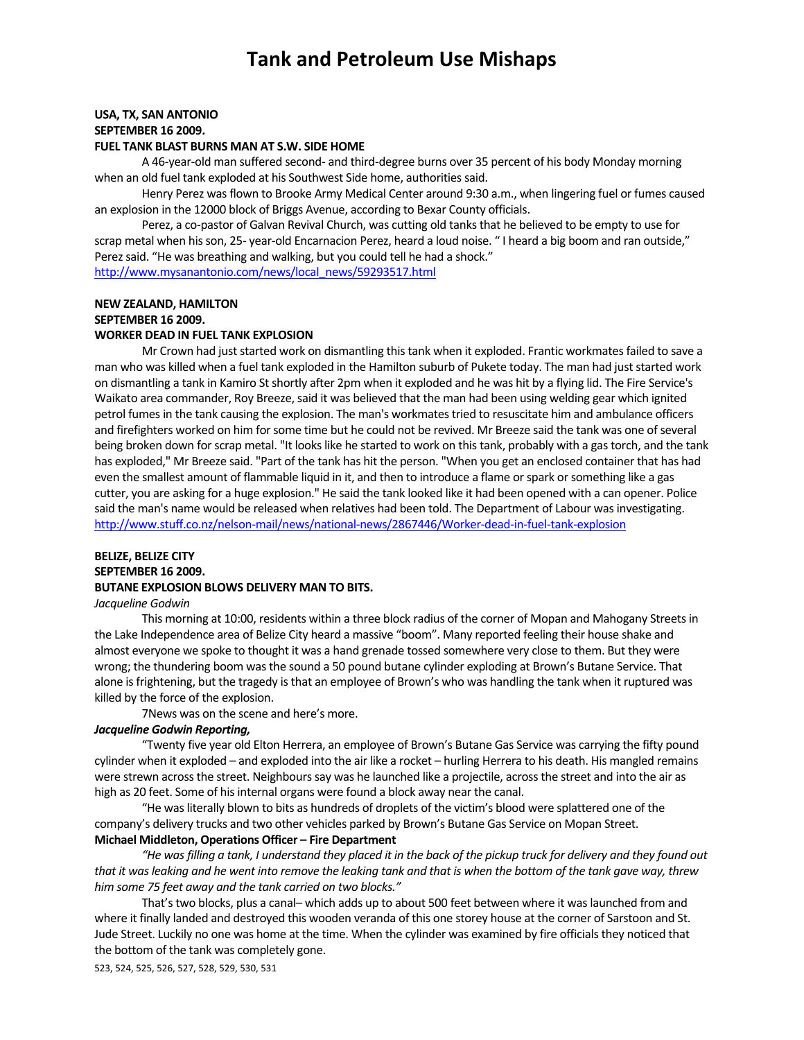# Tank and Petroleum Use Mishaps

**USA, TX, SAN ANTONIO**
**SEPTEMBER 16 2009.**
**FUEL TANK BLAST BURNS MAN AT S.W. SIDE HOME**

A 46-year-old man suffered second- and third-degree burns over 35 percent of his body Monday morning when an old fuel tank exploded at his Southwest Side home, authorities said.

Henry Perez was flown to Brooke Army Medical Center around 9:30 a.m., when lingering fuel or fumes caused an explosion in the 12000 block of Briggs Avenue, according to Bexar County officials.

Perez, a co-pastor of Galvan Revival Church, was cutting old tanks that he believed to be empty to use for scrap metal when his son, 25- year-old Encarnacion Perez, heard a loud noise. " I heard a big boom and ran outside," Perez said. "He was breathing and walking, but you could tell he had a shock."
http://www.mysanantonio.com/news/local_news/59293517.html

**NEW ZEALAND, HAMILTON**
**SEPTEMBER 16 2009.**
**WORKER DEAD IN FUEL TANK EXPLOSION**

Mr Crown had just started work on dismantling this tank when it exploded. Frantic workmates failed to save a man who was killed when a fuel tank exploded in the Hamilton suburb of Pukete today. The man had just started work on dismantling a tank in Kamiro St shortly after 2pm when it exploded and he was hit by a flying lid. The Fire Service's Waikato area commander, Roy Breeze, said it was believed that the man had been using welding gear which ignited petrol fumes in the tank causing the explosion. The man's workmates tried to resuscitate him and ambulance officers and firefighters worked on him for some time but he could not be revived. Mr Breeze said the tank was one of several being broken down for scrap metal. "It looks like he started to work on this tank, probably with a gas torch, and the tank has exploded," Mr Breeze said. "Part of the tank has hit the person. "When you get an enclosed container that has had even the smallest amount of flammable liquid in it, and then to introduce a flame or spark or something like a gas cutter, you are asking for a huge explosion." He said the tank looked like it had been opened with a can opener. Police said the man's name would be released when relatives had been told. The Department of Labour was investigating.
http://www.stuff.co.nz/nelson-mail/news/national-news/2867446/Worker-dead-in-fuel-tank-explosion

**BELIZE, BELIZE CITY**
**SEPTEMBER 16 2009.**
**BUTANE EXPLOSION BLOWS DELIVERY MAN TO BITS.**
*Jacqueline Godwin*

This morning at 10:00, residents within a three block radius of the corner of Mopan and Mahogany Streets in the Lake Independence area of Belize City heard a massive "boom". Many reported feeling their house shake and almost everyone we spoke to thought it was a hand grenade tossed somewhere very close to them. But they were wrong; the thundering boom was the sound a 50 pound butane cylinder exploding at Brown's Butane Service. That alone is frightening, but the tragedy is that an employee of Brown's who was handling the tank when it ruptured was killed by the force of the explosion.

7News was on the scene and here's more.

***Jacqueline Godwin Reporting,***

"Twenty five year old Elton Herrera, an employee of Brown's Butane Gas Service was carrying the fifty pound cylinder when it exploded – and exploded into the air like a rocket – hurling Herrera to his death. His mangled remains were strewn across the street. Neighbours say was he launched like a projectile, across the street and into the air as high as 20 feet. Some of his internal organs were found a block away near the canal.

"He was literally blown to bits as hundreds of droplets of the victim's blood were splattered one of the company's delivery trucks and two other vehicles parked by Brown's Butane Gas Service on Mopan Street.

**Michael Middleton, Operations Officer – Fire Department**

*"He was filling a tank, I understand they placed it in the back of the pickup truck for delivery and they found out that it was leaking and he went into remove the leaking tank and that is when the bottom of the tank gave way, threw him some 75 feet away and the tank carried on two blocks."*

That's two blocks, plus a canal– which adds up to about 500 feet between where it was launched from and where it finally landed and destroyed this wooden veranda of this one storey house at the corner of Sarstoon and St. Jude Street. Luckily no one was home at the time. When the cylinder was examined by fire officials they noticed that the bottom of the tank was completely gone.

523, 524, 525, 526, 527, 528, 529, 530, 531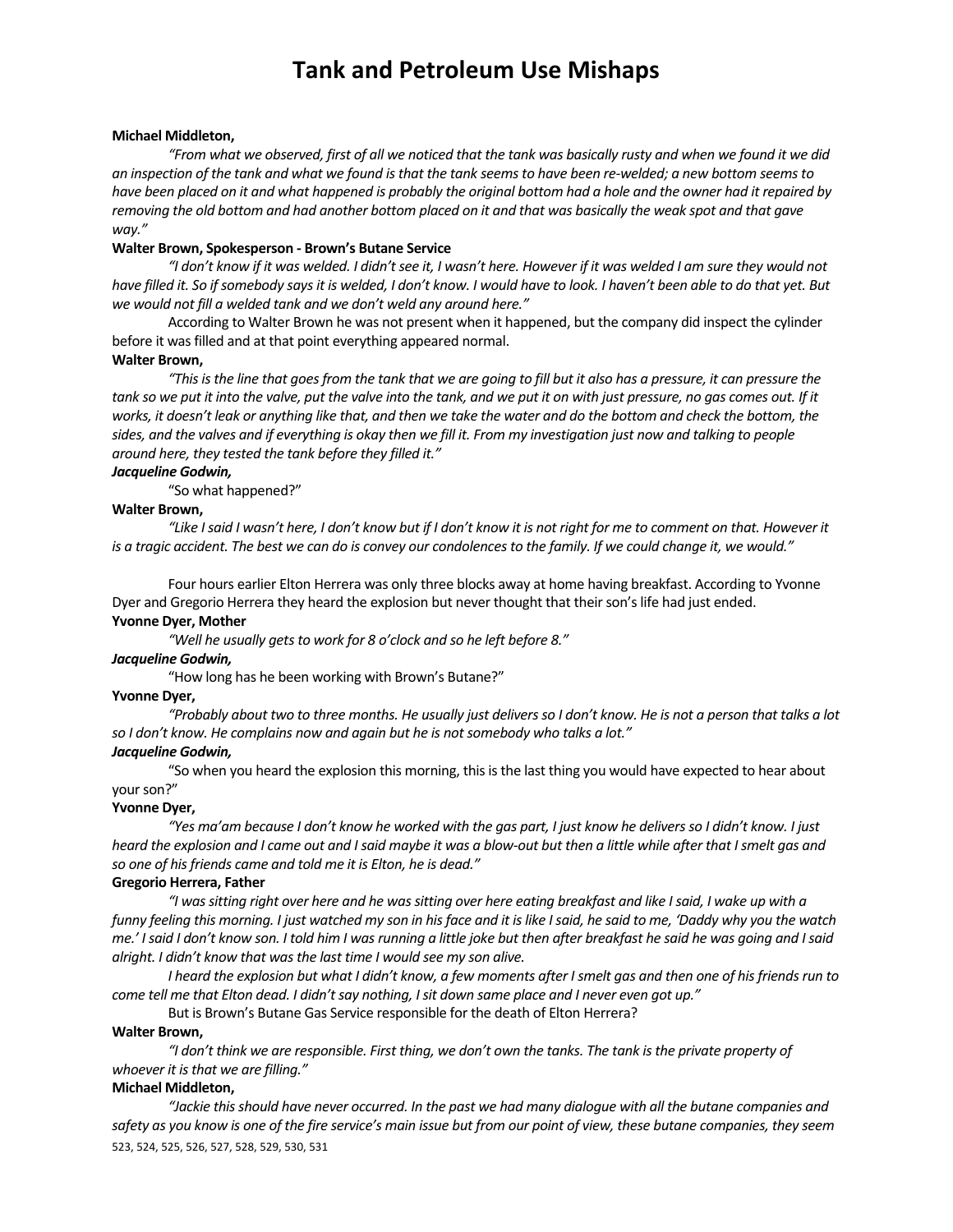# Tank and Petroleum Use Mishaps

**Michael Middleton,**

*"From what we observed, first of all we noticed that the tank was basically rusty and when we found it we did an inspection of the tank and what we found is that the tank seems to have been re-welded; a new bottom seems to have been placed on it and what happened is probably the original bottom had a hole and the owner had it repaired by removing the old bottom and had another bottom placed on it and that was basically the weak spot and that gave way."*

**Walter Brown, Spokesperson - Brown's Butane Service**

*"I don't know if it was welded. I didn't see it, I wasn't here. However if it was welded I am sure they would not have filled it. So if somebody says it is welded, I don't know. I would have to look. I haven't been able to do that yet. But we would not fill a welded tank and we don't weld any around here."*

According to Walter Brown he was not present when it happened, but the company did inspect the cylinder before it was filled and at that point everything appeared normal.

**Walter Brown,**

*"This is the line that goes from the tank that we are going to fill but it also has a pressure, it can pressure the tank so we put it into the valve, put the valve into the tank, and we put it on with just pressure, no gas comes out. If it works, it doesn't leak or anything like that, and then we take the water and do the bottom and check the bottom, the sides, and the valves and if everything is okay then we fill it. From my investigation just now and talking to people around here, they tested the tank before they filled it."*

***Jacqueline Godwin,***

"So what happened?"

**Walter Brown,**

*"Like I said I wasn't here, I don't know but if I don't know it is not right for me to comment on that. However it is a tragic accident. The best we can do is convey our condolences to the family. If we could change it, we would."*

Four hours earlier Elton Herrera was only three blocks away at home having breakfast. According to Yvonne Dyer and Gregorio Herrera they heard the explosion but never thought that their son's life had just ended.

**Yvonne Dyer, Mother**

*"Well he usually gets to work for 8 o'clock and so he left before 8."*

***Jacqueline Godwin,***

"How long has he been working with Brown's Butane?"

**Yvonne Dyer,**

*"Probably about two to three months. He usually just delivers so I don't know. He is not a person that talks a lot so I don't know. He complains now and again but he is not somebody who talks a lot."*

***Jacqueline Godwin,***

"So when you heard the explosion this morning, this is the last thing you would have expected to hear about your son?"

**Yvonne Dyer,**

*"Yes ma'am because I don't know he worked with the gas part, I just know he delivers so I didn't know. I just heard the explosion and I came out and I said maybe it was a blow-out but then a little while after that I smelt gas and so one of his friends came and told me it is Elton, he is dead."*

**Gregorio Herrera, Father**

*"I was sitting right over here and he was sitting over here eating breakfast and like I said, I wake up with a funny feeling this morning. I just watched my son in his face and it is like I said, he said to me, 'Daddy why you the watch me.' I said I don't know son. I told him I was running a little joke but then after breakfast he said he was going and I said alright. I didn't know that was the last time I would see my son alive.*

*I heard the explosion but what I didn't know, a few moments after I smelt gas and then one of his friends run to come tell me that Elton dead. I didn't say nothing, I sit down same place and I never even got up."*

But is Brown's Butane Gas Service responsible for the death of Elton Herrera?

**Walter Brown,**

*"I don't think we are responsible. First thing, we don't own the tanks. The tank is the private property of whoever it is that we are filling."*

**Michael Middleton,**

*"Jackie this should have never occurred. In the past we had many dialogue with all the butane companies and safety as you know is one of the fire service's main issue but from our point of view, these butane companies, they seem*

523, 524, 525, 526, 527, 528, 529, 530, 531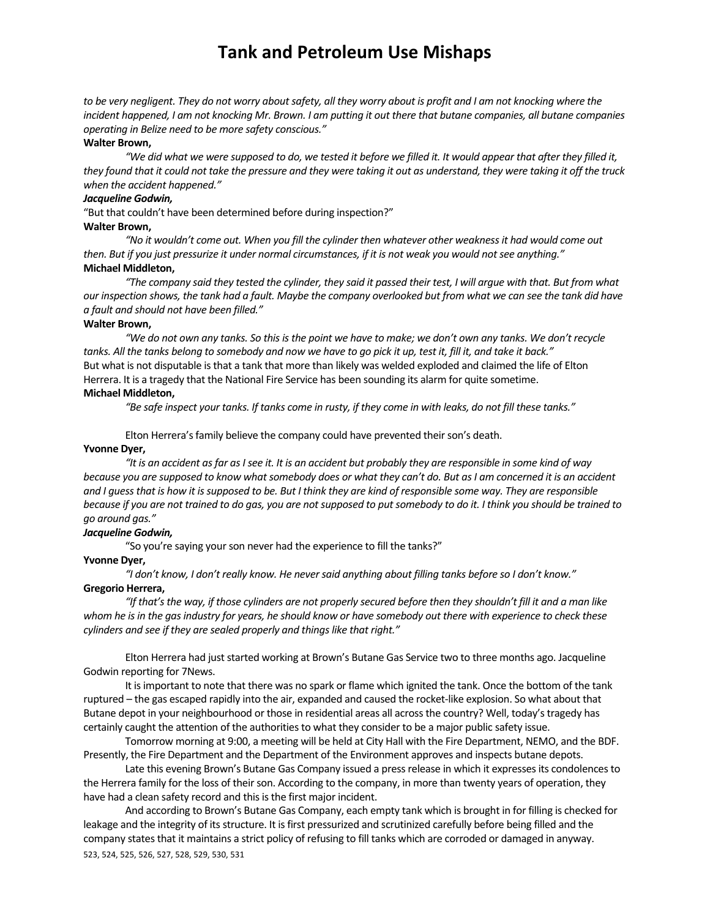*to be very negligent. They do not worry about safety, all they worry about is profit and I am not knocking where the incident happened, I am not knocking Mr. Brown. I am putting it out there that butane companies, all butane companies operating in Belize need to be more safety conscious."*

**Walter Brown,**

*"We did what we were supposed to do, we tested it before we filled it. It would appear that after they filled it, they found that it could not take the pressure and they were taking it out as understand, they were taking it off the truck when the accident happened."*

***Jacqueline Godwin,***

"But that couldn't have been determined before during inspection?"

**Walter Brown,**

*"No it wouldn't come out. When you fill the cylinder then whatever other weakness it had would come out then. But if you just pressurize it under normal circumstances, if it is not weak you would not see anything."*

**Michael Middleton,**

*"The company said they tested the cylinder, they said it passed their test, I will argue with that. But from what our inspection shows, the tank had a fault. Maybe the company overlooked but from what we can see the tank did have a fault and should not have been filled."*

**Walter Brown,**

*"We do not own any tanks. So this is the point we have to make; we don't own any tanks. We don't recycle tanks. All the tanks belong to somebody and now we have to go pick it up, test it, fill it, and take it back."*

But what is not disputable is that a tank that more than likely was welded exploded and claimed the life of Elton Herrera. It is a tragedy that the National Fire Service has been sounding its alarm for quite sometime.

**Michael Middleton,**

*"Be safe inspect your tanks. If tanks come in rusty, if they come in with leaks, do not fill these tanks."*

Elton Herrera's family believe the company could have prevented their son's death.

**Yvonne Dyer,**

*"It is an accident as far as I see it. It is an accident but probably they are responsible in some kind of way because you are supposed to know what somebody does or what they can't do. But as I am concerned it is an accident and I guess that is how it is supposed to be. But I think they are kind of responsible some way. They are responsible because if you are not trained to do gas, you are not supposed to put somebody to do it. I think you should be trained to go around gas."*

***Jacqueline Godwin,***

"So you're saying your son never had the experience to fill the tanks?"

**Yvonne Dyer,**

*"I don't know, I don't really know. He never said anything about filling tanks before so I don't know."*

**Gregorio Herrera,**

*"If that's the way, if those cylinders are not properly secured before then they shouldn't fill it and a man like whom he is in the gas industry for years, he should know or have somebody out there with experience to check these cylinders and see if they are sealed properly and things like that right."*

Elton Herrera had just started working at Brown's Butane Gas Service two to three months ago. Jacqueline Godwin reporting for 7News.

It is important to note that there was no spark or flame which ignited the tank. Once the bottom of the tank ruptured – the gas escaped rapidly into the air, expanded and caused the rocket-like explosion. So what about that Butane depot in your neighbourhood or those in residential areas all across the country? Well, today's tragedy has certainly caught the attention of the authorities to what they consider to be a major public safety issue.

Tomorrow morning at 9:00, a meeting will be held at City Hall with the Fire Department, NEMO, and the BDF. Presently, the Fire Department and the Department of the Environment approves and inspects butane depots.

Late this evening Brown's Butane Gas Company issued a press release in which it expresses its condolences to the Herrera family for the loss of their son. According to the company, in more than twenty years of operation, they have had a clean safety record and this is the first major incident.

And according to Brown's Butane Gas Company, each empty tank which is brought in for filling is checked for leakage and the integrity of its structure. It is first pressurized and scrutinized carefully before being filled and the company states that it maintains a strict policy of refusing to fill tanks which are corroded or damaged in anyway.

523, 524, 525, 526, 527, 528, 529, 530, 531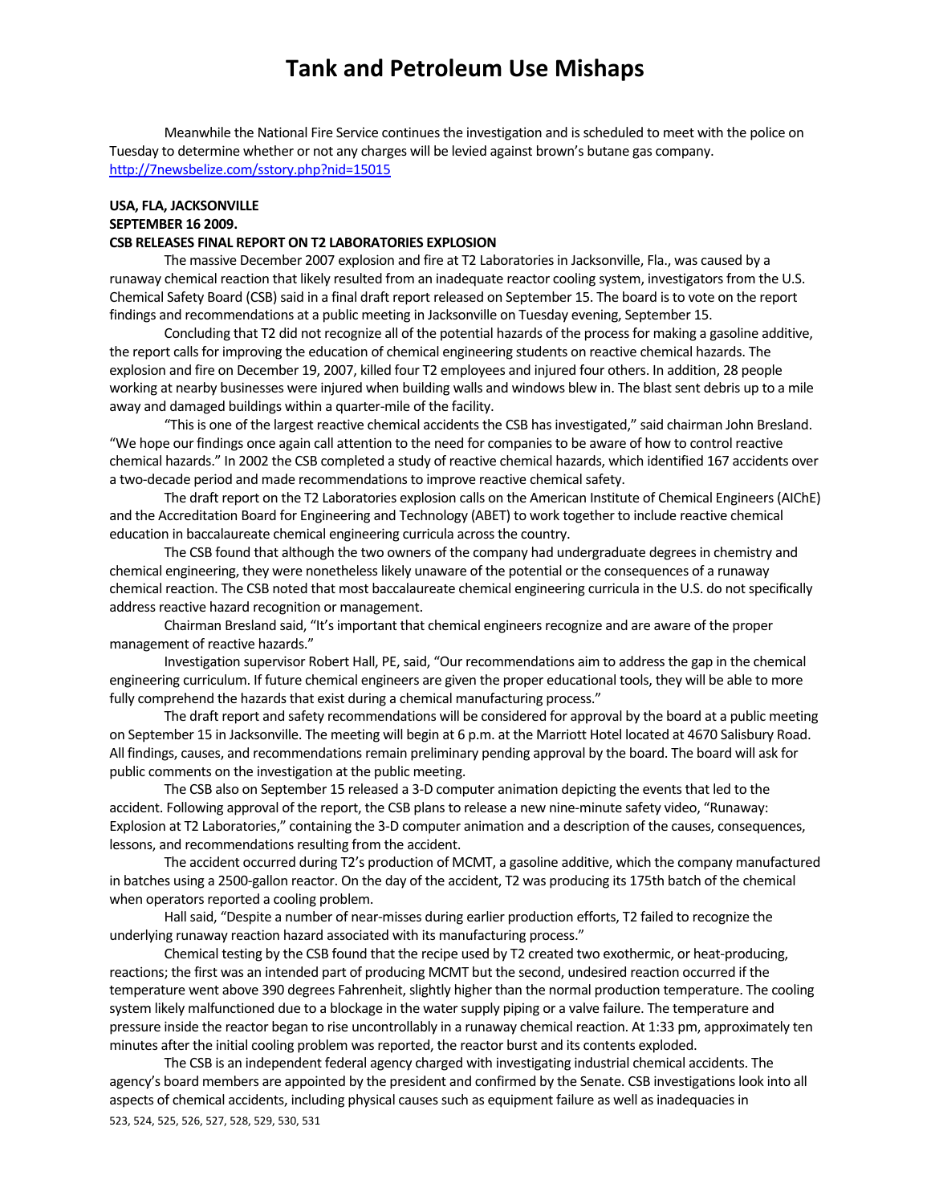Meanwhile the National Fire Service continues the investigation and is scheduled to meet with the police on Tuesday to determine whether or not any charges will be levied against brown's butane gas company.
http://7newsbelize.com/sstory.php?nid=15015

**USA, FLA, JACKSONVILLE**
**SEPTEMBER 16 2009.**
**CSB RELEASES FINAL REPORT ON T2 LABORATORIES EXPLOSION**

The massive December 2007 explosion and fire at T2 Laboratories in Jacksonville, Fla., was caused by a runaway chemical reaction that likely resulted from an inadequate reactor cooling system, investigators from the U.S. Chemical Safety Board (CSB) said in a final draft report released on September 15. The board is to vote on the report findings and recommendations at a public meeting in Jacksonville on Tuesday evening, September 15.

Concluding that T2 did not recognize all of the potential hazards of the process for making a gasoline additive, the report calls for improving the education of chemical engineering students on reactive chemical hazards. The explosion and fire on December 19, 2007, killed four T2 employees and injured four others. In addition, 28 people working at nearby businesses were injured when building walls and windows blew in. The blast sent debris up to a mile away and damaged buildings within a quarter-mile of the facility.

"This is one of the largest reactive chemical accidents the CSB has investigated," said chairman John Bresland. "We hope our findings once again call attention to the need for companies to be aware of how to control reactive chemical hazards." In 2002 the CSB completed a study of reactive chemical hazards, which identified 167 accidents over a two-decade period and made recommendations to improve reactive chemical safety.

The draft report on the T2 Laboratories explosion calls on the American Institute of Chemical Engineers (AIChE) and the Accreditation Board for Engineering and Technology (ABET) to work together to include reactive chemical education in baccalaureate chemical engineering curricula across the country.

The CSB found that although the two owners of the company had undergraduate degrees in chemistry and chemical engineering, they were nonetheless likely unaware of the potential or the consequences of a runaway chemical reaction. The CSB noted that most baccalaureate chemical engineering curricula in the U.S. do not specifically address reactive hazard recognition or management.

Chairman Bresland said, "It's important that chemical engineers recognize and are aware of the proper management of reactive hazards."

Investigation supervisor Robert Hall, PE, said, "Our recommendations aim to address the gap in the chemical engineering curriculum. If future chemical engineers are given the proper educational tools, they will be able to more fully comprehend the hazards that exist during a chemical manufacturing process."

The draft report and safety recommendations will be considered for approval by the board at a public meeting on September 15 in Jacksonville. The meeting will begin at 6 p.m. at the Marriott Hotel located at 4670 Salisbury Road. All findings, causes, and recommendations remain preliminary pending approval by the board. The board will ask for public comments on the investigation at the public meeting.

The CSB also on September 15 released a 3-D computer animation depicting the events that led to the accident. Following approval of the report, the CSB plans to release a new nine-minute safety video, "Runaway: Explosion at T2 Laboratories," containing the 3-D computer animation and a description of the causes, consequences, lessons, and recommendations resulting from the accident.

The accident occurred during T2's production of MCMT, a gasoline additive, which the company manufactured in batches using a 2500-gallon reactor. On the day of the accident, T2 was producing its 175th batch of the chemical when operators reported a cooling problem.

Hall said, "Despite a number of near-misses during earlier production efforts, T2 failed to recognize the underlying runaway reaction hazard associated with its manufacturing process."

Chemical testing by the CSB found that the recipe used by T2 created two exothermic, or heat-producing, reactions; the first was an intended part of producing MCMT but the second, undesired reaction occurred if the temperature went above 390 degrees Fahrenheit, slightly higher than the normal production temperature. The cooling system likely malfunctioned due to a blockage in the water supply piping or a valve failure. The temperature and pressure inside the reactor began to rise uncontrollably in a runaway chemical reaction. At 1:33 pm, approximately ten minutes after the initial cooling problem was reported, the reactor burst and its contents exploded.

The CSB is an independent federal agency charged with investigating industrial chemical accidents. The agency's board members are appointed by the president and confirmed by the Senate. CSB investigations look into all aspects of chemical accidents, including physical causes such as equipment failure as well as inadequacies in

523, 524, 525, 526, 527, 528, 529, 530, 531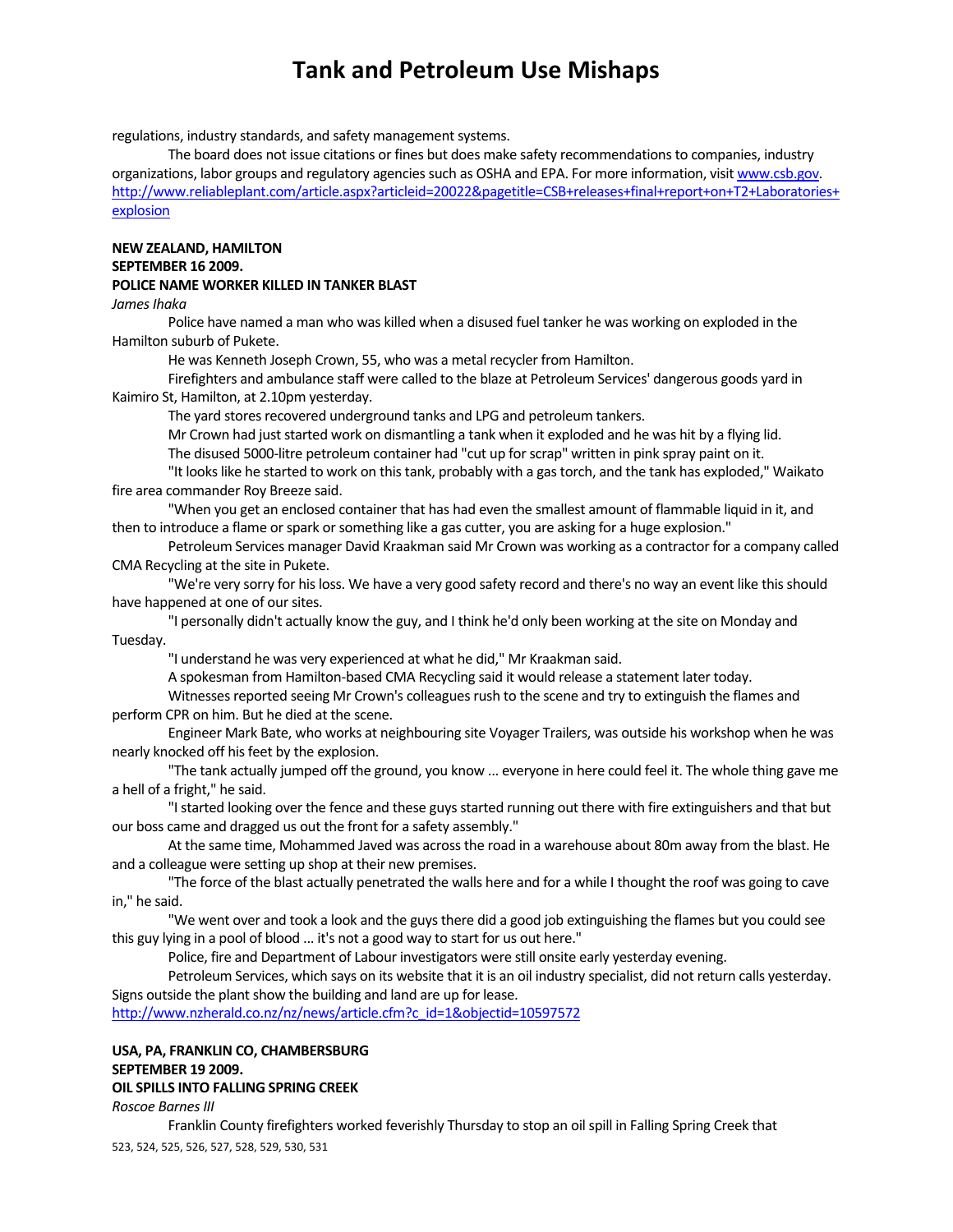regulations, industry standards, and safety management systems.

The board does not issue citations or fines but does make safety recommendations to companies, industry organizations, labor groups and regulatory agencies such as OSHA and EPA. For more information, visit www.csb.gov.
http://www.reliableplant.com/article.aspx?articleid=20022&pagetitle=CSB+releases+final+report+on+T2+Laboratories+explosion

**NEW ZEALAND, HAMILTON**
**SEPTEMBER 16 2009.**
**POLICE NAME WORKER KILLED IN TANKER BLAST**

*James Ihaka*

Police have named a man who was killed when a disused fuel tanker he was working on exploded in the Hamilton suburb of Pukete.

He was Kenneth Joseph Crown, 55, who was a metal recycler from Hamilton.

Firefighters and ambulance staff were called to the blaze at Petroleum Services' dangerous goods yard in Kaimiro St, Hamilton, at 2.10pm yesterday.

The yard stores recovered underground tanks and LPG and petroleum tankers.

Mr Crown had just started work on dismantling a tank when it exploded and he was hit by a flying lid.

The disused 5000-litre petroleum container had "cut up for scrap" written in pink spray paint on it.

"It looks like he started to work on this tank, probably with a gas torch, and the tank has exploded," Waikato fire area commander Roy Breeze said.

"When you get an enclosed container that has had even the smallest amount of flammable liquid in it, and then to introduce a flame or spark or something like a gas cutter, you are asking for a huge explosion."

Petroleum Services manager David Kraakman said Mr Crown was working as a contractor for a company called CMA Recycling at the site in Pukete.

"We're very sorry for his loss. We have a very good safety record and there's no way an event like this should have happened at one of our sites.

"I personally didn't actually know the guy, and I think he'd only been working at the site on Monday and Tuesday.

"I understand he was very experienced at what he did," Mr Kraakman said.

A spokesman from Hamilton-based CMA Recycling said it would release a statement later today.

Witnesses reported seeing Mr Crown's colleagues rush to the scene and try to extinguish the flames and perform CPR on him. But he died at the scene.

Engineer Mark Bate, who works at neighbouring site Voyager Trailers, was outside his workshop when he was nearly knocked off his feet by the explosion.

"The tank actually jumped off the ground, you know ... everyone in here could feel it. The whole thing gave me a hell of a fright," he said.

"I started looking over the fence and these guys started running out there with fire extinguishers and that but our boss came and dragged us out the front for a safety assembly."

At the same time, Mohammed Javed was across the road in a warehouse about 80m away from the blast. He and a colleague were setting up shop at their new premises.

"The force of the blast actually penetrated the walls here and for a while I thought the roof was going to cave in," he said.

"We went over and took a look and the guys there did a good job extinguishing the flames but you could see this guy lying in a pool of blood ... it's not a good way to start for us out here."

Police, fire and Department of Labour investigators were still onsite early yesterday evening.

Petroleum Services, which says on its website that it is an oil industry specialist, did not return calls yesterday. Signs outside the plant show the building and land are up for lease.
http://www.nzherald.co.nz/nz/news/article.cfm?c_id=1&objectid=10597572

**USA, PA, FRANKLIN CO, CHAMBERSBURG**
**SEPTEMBER 19 2009.**
**OIL SPILLS INTO FALLING SPRING CREEK**

*Roscoe Barnes III*

Franklin County firefighters worked feverishly Thursday to stop an oil spill in Falling Spring Creek that

523, 524, 525, 526, 527, 528, 529, 530, 531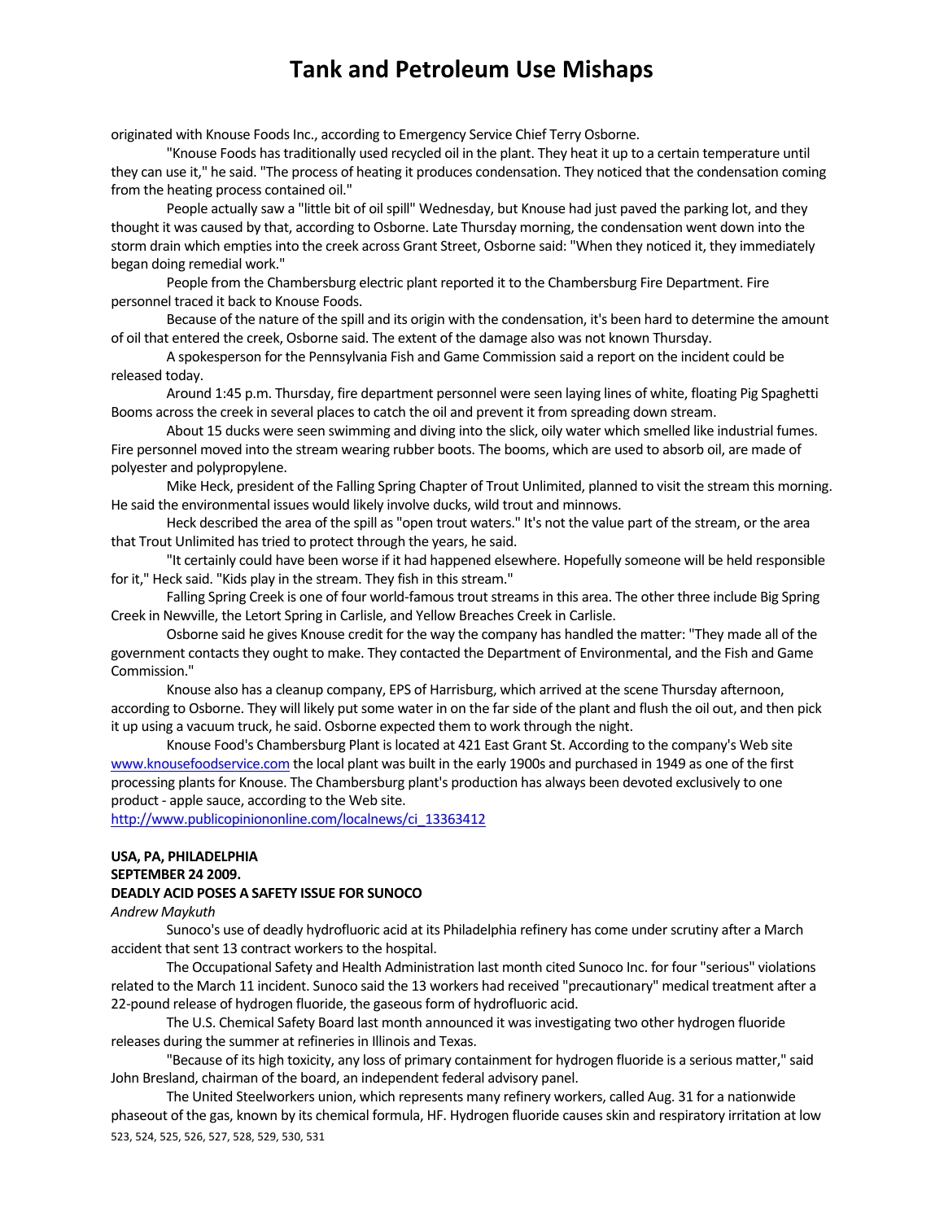originated with Knouse Foods Inc., according to Emergency Service Chief Terry Osborne.

"Knouse Foods has traditionally used recycled oil in the plant. They heat it up to a certain temperature until they can use it," he said. "The process of heating it produces condensation. They noticed that the condensation coming from the heating process contained oil."

People actually saw a "little bit of oil spill" Wednesday, but Knouse had just paved the parking lot, and they thought it was caused by that, according to Osborne. Late Thursday morning, the condensation went down into the storm drain which empties into the creek across Grant Street, Osborne said: "When they noticed it, they immediately began doing remedial work."

People from the Chambersburg electric plant reported it to the Chambersburg Fire Department. Fire personnel traced it back to Knouse Foods.

Because of the nature of the spill and its origin with the condensation, it's been hard to determine the amount of oil that entered the creek, Osborne said. The extent of the damage also was not known Thursday.

A spokesperson for the Pennsylvania Fish and Game Commission said a report on the incident could be released today.

Around 1:45 p.m. Thursday, fire department personnel were seen laying lines of white, floating Pig Spaghetti Booms across the creek in several places to catch the oil and prevent it from spreading down stream.

About 15 ducks were seen swimming and diving into the slick, oily water which smelled like industrial fumes. Fire personnel moved into the stream wearing rubber boots. The booms, which are used to absorb oil, are made of polyester and polypropylene.

Mike Heck, president of the Falling Spring Chapter of Trout Unlimited, planned to visit the stream this morning. He said the environmental issues would likely involve ducks, wild trout and minnows.

Heck described the area of the spill as "open trout waters." It's not the value part of the stream, or the area that Trout Unlimited has tried to protect through the years, he said.

"It certainly could have been worse if it had happened elsewhere. Hopefully someone will be held responsible for it," Heck said. "Kids play in the stream. They fish in this stream."

Falling Spring Creek is one of four world-famous trout streams in this area. The other three include Big Spring Creek in Newville, the Letort Spring in Carlisle, and Yellow Breaches Creek in Carlisle.

Osborne said he gives Knouse credit for the way the company has handled the matter: "They made all of the government contacts they ought to make. They contacted the Department of Environmental, and the Fish and Game Commission."

Knouse also has a cleanup company, EPS of Harrisburg, which arrived at the scene Thursday afternoon, according to Osborne. They will likely put some water in on the far side of the plant and flush the oil out, and then pick it up using a vacuum truck, he said. Osborne expected them to work through the night.

Knouse Food's Chambersburg Plant is located at 421 East Grant St. According to the company's Web site www.knousefoodservice.com the local plant was built in the early 1900s and purchased in 1949 as one of the first processing plants for Knouse. The Chambersburg plant's production has always been devoted exclusively to one product - apple sauce, according to the Web site.

http://www.publicopiniononline.com/localnews/ci_13363412

**USA, PA, PHILADELPHIA**
**SEPTEMBER 24 2009.**
**DEADLY ACID POSES A SAFETY ISSUE FOR SUNOCO**
*Andrew Maykuth*

Sunoco's use of deadly hydrofluoric acid at its Philadelphia refinery has come under scrutiny after a March accident that sent 13 contract workers to the hospital.

The Occupational Safety and Health Administration last month cited Sunoco Inc. for four "serious" violations related to the March 11 incident. Sunoco said the 13 workers had received "precautionary" medical treatment after a 22-pound release of hydrogen fluoride, the gaseous form of hydrofluoric acid.

The U.S. Chemical Safety Board last month announced it was investigating two other hydrogen fluoride releases during the summer at refineries in Illinois and Texas.

"Because of its high toxicity, any loss of primary containment for hydrogen fluoride is a serious matter," said John Bresland, chairman of the board, an independent federal advisory panel.

The United Steelworkers union, which represents many refinery workers, called Aug. 31 for a nationwide phaseout of the gas, known by its chemical formula, HF. Hydrogen fluoride causes skin and respiratory irritation at low

523, 524, 525, 526, 527, 528, 529, 530, 531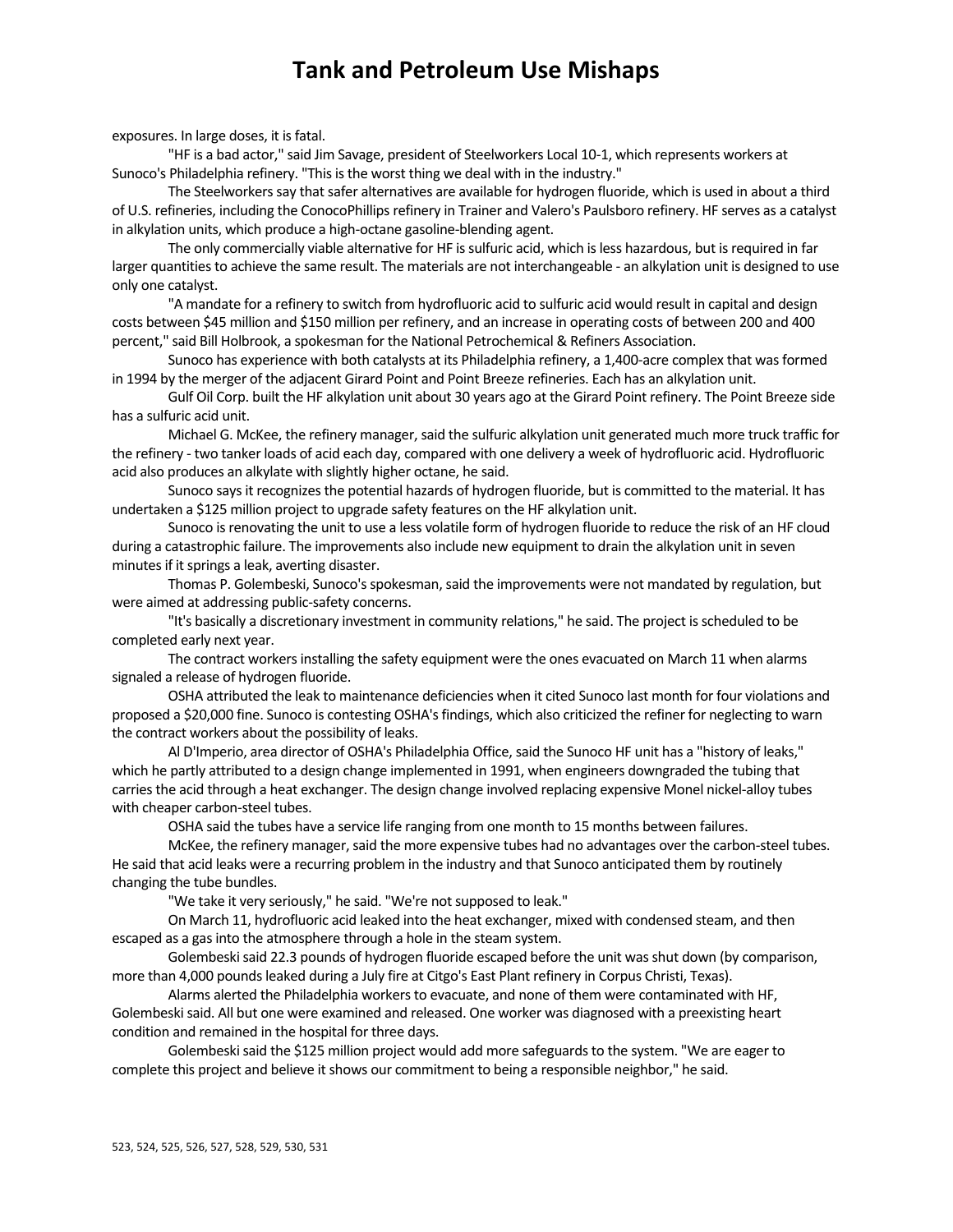exposures. In large doses, it is fatal.

"HF is a bad actor," said Jim Savage, president of Steelworkers Local 10-1, which represents workers at Sunoco's Philadelphia refinery. "This is the worst thing we deal with in the industry."

The Steelworkers say that safer alternatives are available for hydrogen fluoride, which is used in about a third of U.S. refineries, including the ConocoPhillips refinery in Trainer and Valero's Paulsboro refinery. HF serves as a catalyst in alkylation units, which produce a high-octane gasoline-blending agent.

The only commercially viable alternative for HF is sulfuric acid, which is less hazardous, but is required in far larger quantities to achieve the same result. The materials are not interchangeable - an alkylation unit is designed to use only one catalyst.

"A mandate for a refinery to switch from hydrofluoric acid to sulfuric acid would result in capital and design costs between $45 million and $150 million per refinery, and an increase in operating costs of between 200 and 400 percent," said Bill Holbrook, a spokesman for the National Petrochemical & Refiners Association.

Sunoco has experience with both catalysts at its Philadelphia refinery, a 1,400-acre complex that was formed in 1994 by the merger of the adjacent Girard Point and Point Breeze refineries. Each has an alkylation unit.

Gulf Oil Corp. built the HF alkylation unit about 30 years ago at the Girard Point refinery. The Point Breeze side has a sulfuric acid unit.

Michael G. McKee, the refinery manager, said the sulfuric alkylation unit generated much more truck traffic for the refinery - two tanker loads of acid each day, compared with one delivery a week of hydrofluoric acid. Hydrofluoric acid also produces an alkylate with slightly higher octane, he said.

Sunoco says it recognizes the potential hazards of hydrogen fluoride, but is committed to the material. It has undertaken a $125 million project to upgrade safety features on the HF alkylation unit.

Sunoco is renovating the unit to use a less volatile form of hydrogen fluoride to reduce the risk of an HF cloud during a catastrophic failure. The improvements also include new equipment to drain the alkylation unit in seven minutes if it springs a leak, averting disaster.

Thomas P. Golembeski, Sunoco's spokesman, said the improvements were not mandated by regulation, but were aimed at addressing public-safety concerns.

"It's basically a discretionary investment in community relations," he said. The project is scheduled to be completed early next year.

The contract workers installing the safety equipment were the ones evacuated on March 11 when alarms signaled a release of hydrogen fluoride.

OSHA attributed the leak to maintenance deficiencies when it cited Sunoco last month for four violations and proposed a $20,000 fine. Sunoco is contesting OSHA's findings, which also criticized the refiner for neglecting to warn the contract workers about the possibility of leaks.

Al D'Imperio, area director of OSHA's Philadelphia Office, said the Sunoco HF unit has a "history of leaks," which he partly attributed to a design change implemented in 1991, when engineers downgraded the tubing that carries the acid through a heat exchanger. The design change involved replacing expensive Monel nickel-alloy tubes with cheaper carbon-steel tubes.

OSHA said the tubes have a service life ranging from one month to 15 months between failures.

McKee, the refinery manager, said the more expensive tubes had no advantages over the carbon-steel tubes. He said that acid leaks were a recurring problem in the industry and that Sunoco anticipated them by routinely changing the tube bundles.

"We take it very seriously," he said. "We're not supposed to leak."

On March 11, hydrofluoric acid leaked into the heat exchanger, mixed with condensed steam, and then escaped as a gas into the atmosphere through a hole in the steam system.

Golembeski said 22.3 pounds of hydrogen fluoride escaped before the unit was shut down (by comparison, more than 4,000 pounds leaked during a July fire at Citgo's East Plant refinery in Corpus Christi, Texas).

Alarms alerted the Philadelphia workers to evacuate, and none of them were contaminated with HF, Golembeski said. All but one were examined and released. One worker was diagnosed with a preexisting heart condition and remained in the hospital for three days.

Golembeski said the $125 million project would add more safeguards to the system. "We are eager to complete this project and believe it shows our commitment to being a responsible neighbor," he said.

523, 524, 525, 526, 527, 528, 529, 530, 531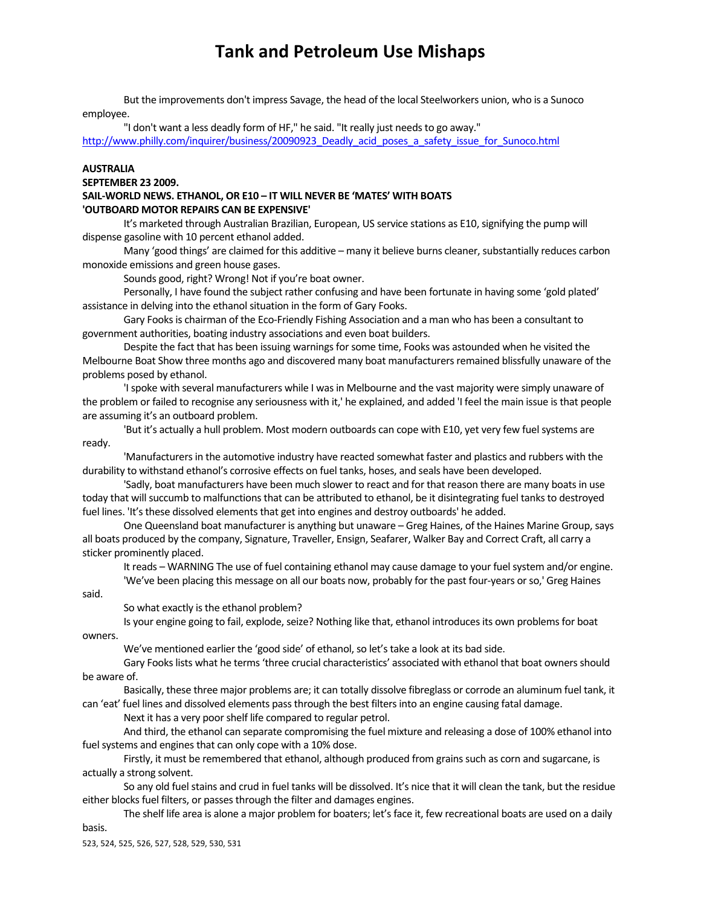But the improvements don't impress Savage, the head of the local Steelworkers union, who is a Sunoco employee.

"I don't want a less deadly form of HF," he said. "It really just needs to go away."
http://www.philly.com/inquirer/business/20090923_Deadly_acid_poses_a_safety_issue_for_Sunoco.html

**AUSTRALIA**
**SEPTEMBER 23 2009.**
**SAIL-WORLD NEWS. ETHANOL, OR E10 – IT WILL NEVER BE 'MATES' WITH BOATS**
**'OUTBOARD MOTOR REPAIRS CAN BE EXPENSIVE'**

It's marketed through Australian Brazilian, European, US service stations as E10, signifying the pump will dispense gasoline with 10 percent ethanol added.

Many 'good things' are claimed for this additive – many it believe burns cleaner, substantially reduces carbon monoxide emissions and green house gases.

Sounds good, right? Wrong! Not if you're boat owner.

Personally, I have found the subject rather confusing and have been fortunate in having some 'gold plated' assistance in delving into the ethanol situation in the form of Gary Fooks.

Gary Fooks is chairman of the Eco-Friendly Fishing Association and a man who has been a consultant to government authorities, boating industry associations and even boat builders.

Despite the fact that has been issuing warnings for some time, Fooks was astounded when he visited the Melbourne Boat Show three months ago and discovered many boat manufacturers remained blissfully unaware of the problems posed by ethanol.

'I spoke with several manufacturers while I was in Melbourne and the vast majority were simply unaware of the problem or failed to recognise any seriousness with it,' he explained, and added 'I feel the main issue is that people are assuming it's an outboard problem.

'But it's actually a hull problem. Most modern outboards can cope with E10, yet very few fuel systems are ready.

'Manufacturers in the automotive industry have reacted somewhat faster and plastics and rubbers with the durability to withstand ethanol's corrosive effects on fuel tanks, hoses, and seals have been developed.

'Sadly, boat manufacturers have been much slower to react and for that reason there are many boats in use today that will succumb to malfunctions that can be attributed to ethanol, be it disintegrating fuel tanks to destroyed fuel lines. 'It's these dissolved elements that get into engines and destroy outboards' he added.

One Queensland boat manufacturer is anything but unaware – Greg Haines, of the Haines Marine Group, says all boats produced by the company, Signature, Traveller, Ensign, Seafarer, Walker Bay and Correct Craft, all carry a sticker prominently placed.

It reads – WARNING The use of fuel containing ethanol may cause damage to your fuel system and/or engine.

'We've been placing this message on all our boats now, probably for the past four-years or so,' Greg Haines said.

So what exactly is the ethanol problem?

Is your engine going to fail, explode, seize? Nothing like that, ethanol introduces its own problems for boat owners.

We've mentioned earlier the 'good side' of ethanol, so let's take a look at its bad side.

Gary Fooks lists what he terms 'three crucial characteristics' associated with ethanol that boat owners should be aware of.

Basically, these three major problems are; it can totally dissolve fibreglass or corrode an aluminum fuel tank, it can 'eat' fuel lines and dissolved elements pass through the best filters into an engine causing fatal damage.

Next it has a very poor shelf life compared to regular petrol.

And third, the ethanol can separate compromising the fuel mixture and releasing a dose of 100% ethanol into fuel systems and engines that can only cope with a 10% dose.

Firstly, it must be remembered that ethanol, although produced from grains such as corn and sugarcane, is actually a strong solvent.

So any old fuel stains and crud in fuel tanks will be dissolved. It's nice that it will clean the tank, but the residue either blocks fuel filters, or passes through the filter and damages engines.

The shelf life area is alone a major problem for boaters; let's face it, few recreational boats are used on a daily basis.

523, 524, 525, 526, 527, 528, 529, 530, 531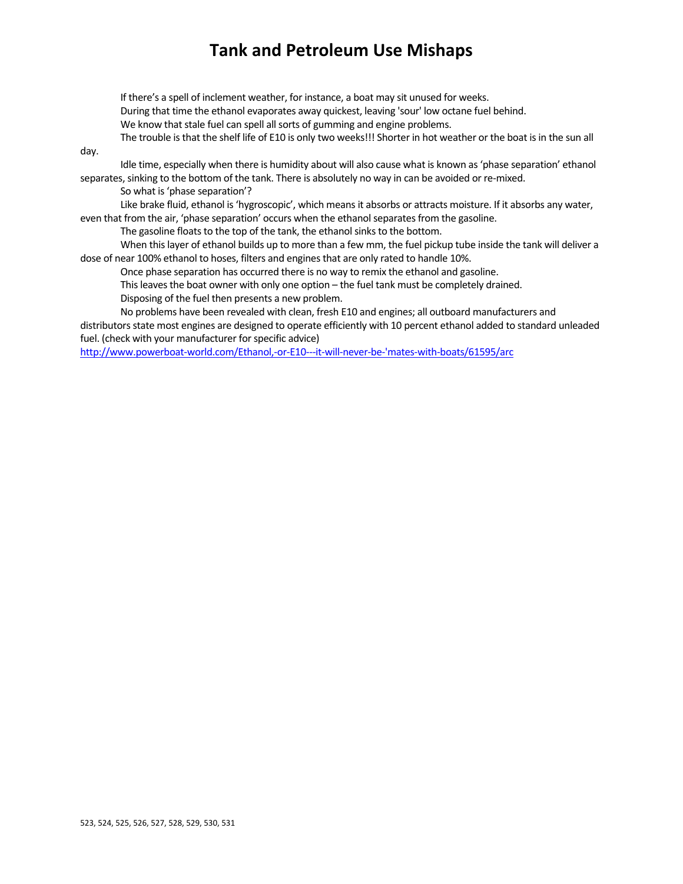# Tank and Petroleum Use Mishaps

If there's a spell of inclement weather, for instance, a boat may sit unused for weeks.

During that time the ethanol evaporates away quickest, leaving 'sour' low octane fuel behind.

We know that stale fuel can spell all sorts of gumming and engine problems.

The trouble is that the shelf life of E10 is only two weeks!!! Shorter in hot weather or the boat is in the sun all day.

Idle time, especially when there is humidity about will also cause what is known as 'phase separation' ethanol separates, sinking to the bottom of the tank. There is absolutely no way in can be avoided or re-mixed.

So what is 'phase separation'?

Like brake fluid, ethanol is 'hygroscopic', which means it absorbs or attracts moisture. If it absorbs any water, even that from the air, 'phase separation' occurs when the ethanol separates from the gasoline.

The gasoline floats to the top of the tank, the ethanol sinks to the bottom.

When this layer of ethanol builds up to more than a few mm, the fuel pickup tube inside the tank will deliver a dose of near 100% ethanol to hoses, filters and engines that are only rated to handle 10%.

Once phase separation has occurred there is no way to remix the ethanol and gasoline.

This leaves the boat owner with only one option – the fuel tank must be completely drained.

Disposing of the fuel then presents a new problem.

No problems have been revealed with clean, fresh E10 and engines; all outboard manufacturers and distributors state most engines are designed to operate efficiently with 10 percent ethanol added to standard unleaded fuel. (check with your manufacturer for specific advice)

http://www.powerboat-world.com/Ethanol,-or-E10---it-will-never-be-'mates-with-boats/61595/arc

523, 524, 525, 526, 527, 528, 529, 530, 531